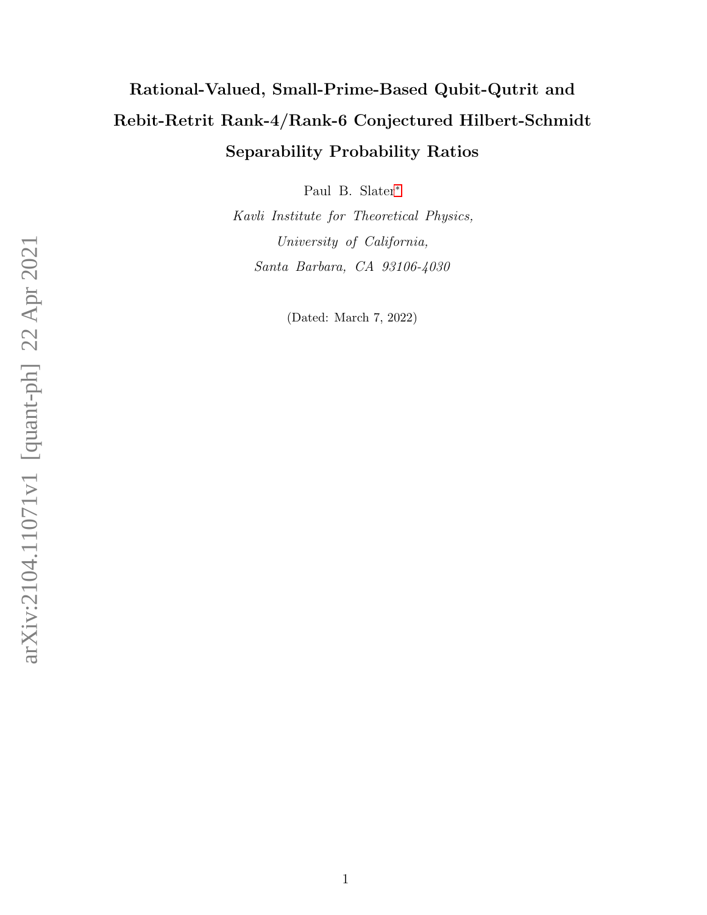# Rational-Valued, Small-Prime-Based Qubit-Qutrit and Rebit-Retrit Rank-4/Rank-6 Conjectured Hilbert-Schmidt Separability Probability Ratios

Paul B. Slater*

*Kavli Institute for Theoretical Physics,*
*University of California,*
*Santa Barbara, CA 93106-4030*

(Dated: March 7, 2022)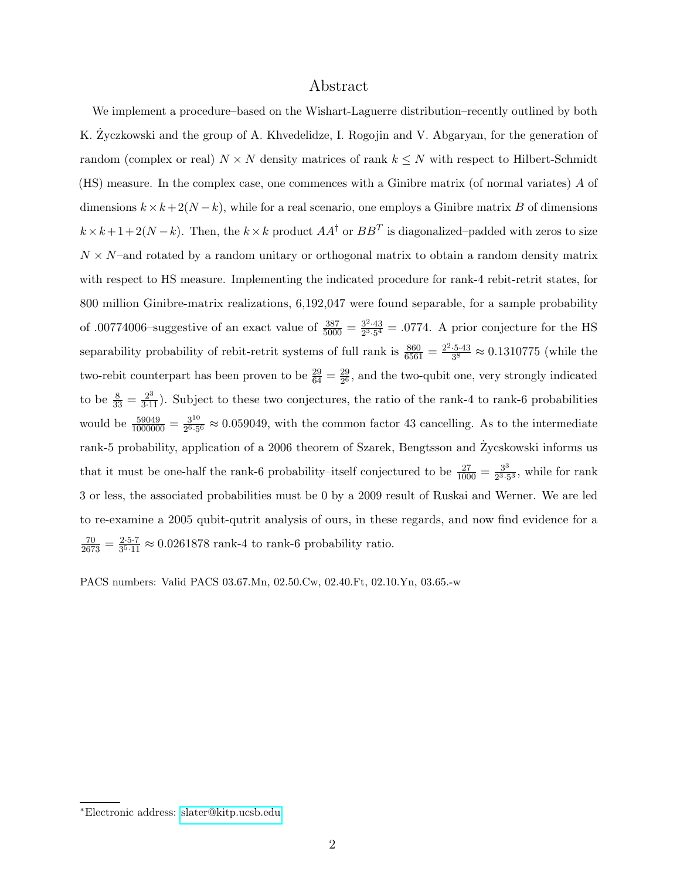# Abstract

We implement a procedure–based on the Wishart-Laguerre distribution–recently outlined by both K. Życzkowski and the group of A. Khvedelidze, I. Rogojin and V. Abgaryan, for the generation of random (complex or real) $N \times N$ density matrices of rank $k \leq N$ with respect to Hilbert-Schmidt (HS) measure. In the complex case, one commences with a Ginibre matrix (of normal variates) $A$ of dimensions $k \times k + 2(N-k)$, while for a real scenario, one employs a Ginibre matrix $B$ of dimensions $k \times k + 1 + 2(N-k)$. Then, the $k \times k$ product $AA^{\dagger}$ or $BB^{T}$ is diagonalized–padded with zeros to size $N \times N$–and rotated by a random unitary or orthogonal matrix to obtain a random density matrix with respect to HS measure. Implementing the indicated procedure for rank-4 rebit-retrit states, for 800 million Ginibre-matrix realizations, 6,192,047 were found separable, for a sample probability of .00774006–suggestive of an exact value of $\frac{387}{5000} = \frac{3^2 \cdot 43}{2^3 \cdot 5^4} = .0774$. A prior conjecture for the HS separability probability of rebit-retrit systems of full rank is $\frac{860}{6561} = \frac{2^2 \cdot 5 \cdot 43}{3^8} \approx 0.1310775$ (while the two-rebit counterpart has been proven to be $\frac{29}{64} = \frac{29}{2^6}$, and the two-qubit one, very strongly indicated to be $\frac{8}{33} = \frac{2^3}{3 \cdot 11}$). Subject to these two conjectures, the ratio of the rank-4 to rank-6 probabilities would be $\frac{59049}{1000000} = \frac{3^{10}}{2^6 \cdot 5^6} \approx 0.059049$, with the common factor 43 cancelling. As to the intermediate rank-5 probability, application of a 2006 theorem of Szarek, Bengtsson and Życskowski informs us that it must be one-half the rank-6 probability–itself conjectured to be $\frac{27}{1000} = \frac{3^3}{2^3 \cdot 5^3}$, while for rank 3 or less, the associated probabilities must be 0 by a 2009 result of Ruskai and Werner. We are led to re-examine a 2005 qubit-qutrit analysis of ours, in these regards, and now find evidence for a $\frac{70}{2673} = \frac{2 \cdot 5 \cdot 7}{3^5 \cdot 11} \approx 0.0261878$ rank-4 to rank-6 probability ratio.

PACS numbers: Valid PACS 03.67.Mn, 02.50.Cw, 02.40.Ft, 02.10.Yn, 03.65.-w

*Electronic address: slater@kitp.ucsb.edu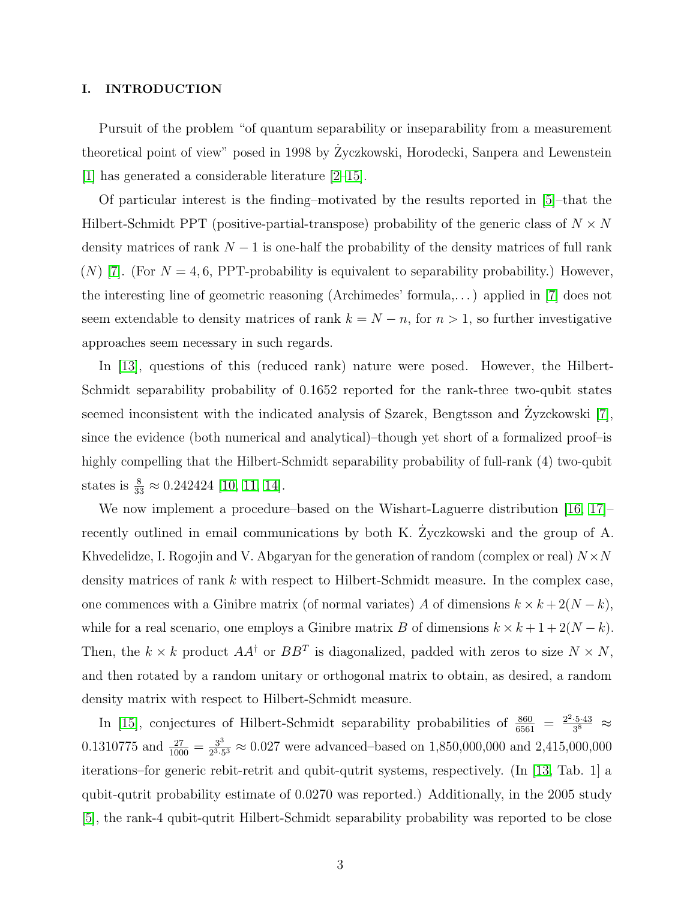## I. INTRODUCTION

Pursuit of the problem "of quantum separability or inseparability from a measurement theoretical point of view" posed in 1998 by Życzkowski, Horodecki, Sanpera and Lewenstein [1] has generated a considerable literature [2–15].

Of particular interest is the finding–motivated by the results reported in [5]–that the Hilbert-Schmidt PPT (positive-partial-transpose) probability of the generic class of $N \times N$ density matrices of rank $N-1$ is one-half the probability of the density matrices of full rank ($N$) [7]. (For $N = 4, 6$, PPT-probability is equivalent to separability probability.) However, the interesting line of geometric reasoning (Archimedes' formula,...) applied in [7] does not seem extendable to density matrices of rank $k = N - n$, for $n > 1$, so further investigative approaches seem necessary in such regards.

In [13], questions of this (reduced rank) nature were posed. However, the Hilbert-Schmidt separability probability of 0.1652 reported for the rank-three two-qubit states seemed inconsistent with the indicated analysis of Szarek, Bengtsson and Życzkowski [7], since the evidence (both numerical and analytical)–though yet short of a formalized proof–is highly compelling that the Hilbert-Schmidt separability probability of full-rank (4) two-qubit states is $\frac{8}{33} \approx 0.242424$ [10, 11, 14].

We now implement a procedure–based on the Wishart-Laguerre distribution [16, 17]–recently outlined in email communications by both K. Życzkowski and the group of A. Khvedelidze, I. Rogojin and V. Abgaryan for the generation of random (complex or real) $N \times N$ density matrices of rank $k$ with respect to Hilbert-Schmidt measure. In the complex case, one commences with a Ginibre matrix (of normal variates) $A$ of dimensions $k \times k + 2(N-k)$, while for a real scenario, one employs a Ginibre matrix $B$ of dimensions $k \times k + 1 + 2(N-k)$. Then, the $k \times k$ product $AA^{\dagger}$ or $BB^T$ is diagonalized, padded with zeros to size $N \times N$, and then rotated by a random unitary or orthogonal matrix to obtain, as desired, a random density matrix with respect to Hilbert-Schmidt measure.

In [15], conjectures of Hilbert-Schmidt separability probabilities of $\frac{860}{6561} = \frac{2^2 \cdot 5 \cdot 43}{3^8} \approx 0.1310775$ and $\frac{27}{1000} = \frac{3^3}{2^3 \cdot 5^3} \approx 0.027$ were advanced–based on 1,850,000,000 and 2,415,000,000 iterations–for generic rebit-retrit and qubit-qutrit systems, respectively. (In [13, Tab. 1] a qubit-qutrit probability estimate of 0.0270 was reported.) Additionally, in the 2005 study [5], the rank-4 qubit-qutrit Hilbert-Schmidt separability probability was reported to be close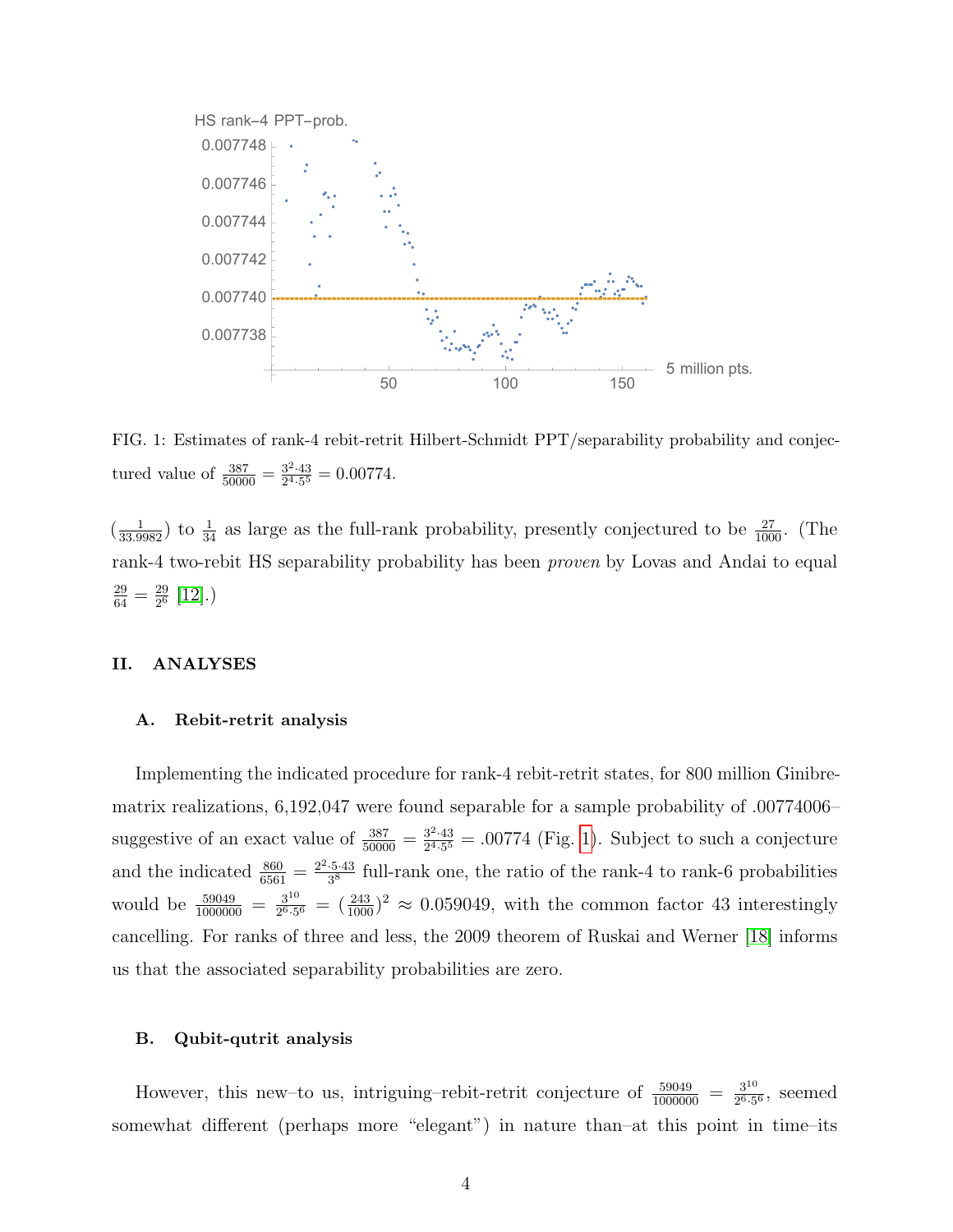FIG. 1: Estimates of rank-4 rebit-retrit Hilbert-Schmidt PPT/separability probability and conjectured value of $\frac{387}{50000} = \frac{3^2 \cdot 43}{2^4 \cdot 5^5} = 0.00774$.

($\frac{1}{33.9982}$) to $\frac{1}{34}$ as large as the full-rank probability, presently conjectured to be $\frac{27}{1000}$. (The rank-4 two-rebit HS separability probability has been *proven* by Lovas and Andai to equal $\frac{29}{64} = \frac{29}{2^6}$ [12].)

## II. ANALYSES

### A. Rebit-retrit analysis

Implementing the indicated procedure for rank-4 rebit-retrit states, for 800 million Ginibre-matrix realizations, 6,192,047 were found separable for a sample probability of .00774006–suggestive of an exact value of $\frac{387}{50000} = \frac{3^2 \cdot 43}{2^4 \cdot 5^5} = .00774$ (Fig. 1). Subject to such a conjecture and the indicated $\frac{860}{6561} = \frac{2^2 \cdot 5 \cdot 43}{3^8}$ full-rank one, the ratio of the rank-4 to rank-6 probabilities would be $\frac{59049}{1000000} = \frac{3^{10}}{2^6 \cdot 5^6} = (\frac{243}{1000})^2 \approx 0.059049$, with the common factor 43 interestingly cancelling. For ranks of three and less, the 2009 theorem of Ruskai and Werner [18] informs us that the associated separability probabilities are zero.

### B. Qubit-qutrit analysis

However, this new–to us, intriguing–rebit-retrit conjecture of $\frac{59049}{1000000} = \frac{3^{10}}{2^6 \cdot 5^6}$, seemed somewhat different (perhaps more "elegant") in nature than–at this point in time–its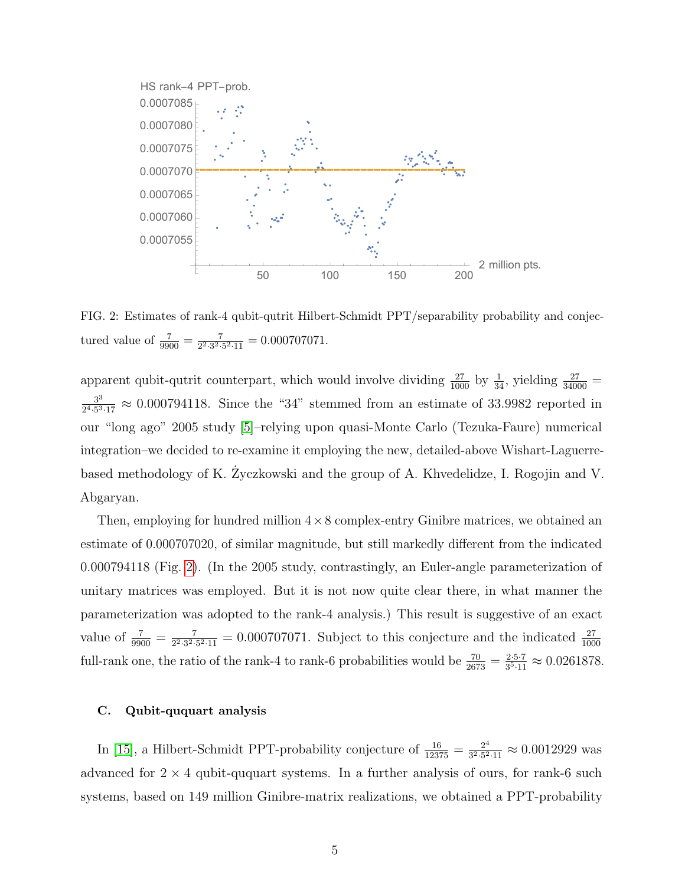FIG. 2: Estimates of rank-4 qubit-qutrit Hilbert-Schmidt PPT/separability probability and conjectured value of $\frac{7}{9900} = \frac{7}{2^2 \cdot 3^2 \cdot 5^2 \cdot 11} = 0.000707071$.

apparent qubit-qutrit counterpart, which would involve dividing $\frac{27}{1000}$ by $\frac{1}{34}$, yielding $\frac{27}{34000} = \frac{3^3}{2^4 \cdot 5^3 \cdot 17} \approx 0.000794118$. Since the "34" stemmed from an estimate of 33.9982 reported in our "long ago" 2005 study [5]–relying upon quasi-Monte Carlo (Tezuka-Faure) numerical integration–we decided to re-examine it employing the new, detailed-above Wishart-Laguerre-based methodology of K. Życzkowski and the group of A. Khvedelidze, I. Rogojin and V. Abgaryan.

Then, employing for hundred million $4 \times 8$ complex-entry Ginibre matrices, we obtained an estimate of 0.000707020, of similar magnitude, but still markedly different from the indicated 0.000794118 (Fig. 2). (In the 2005 study, contrastingly, an Euler-angle parameterization of unitary matrices was employed. But it is not now quite clear there, in what manner the parameterization was adopted to the rank-4 analysis.) This result is suggestive of an exact value of $\frac{7}{9900} = \frac{7}{2^2 \cdot 3^2 \cdot 5^2 \cdot 11} = 0.000707071$. Subject to this conjecture and the indicated $\frac{27}{1000}$ full-rank one, the ratio of the rank-4 to rank-6 probabilities would be $\frac{70}{2673} = \frac{2 \cdot 5 \cdot 7}{3^5 \cdot 11} \approx 0.0261878$.

### C. Qubit-ququart analysis

In [15], a Hilbert-Schmidt PPT-probability conjecture of $\frac{16}{12375} = \frac{2^4}{3^2 \cdot 5^2 \cdot 11} \approx 0.0012929$ was advanced for $2 \times 4$ qubit-ququart systems. In a further analysis of ours, for rank-6 such systems, based on 149 million Ginibre-matrix realizations, we obtained a PPT-probability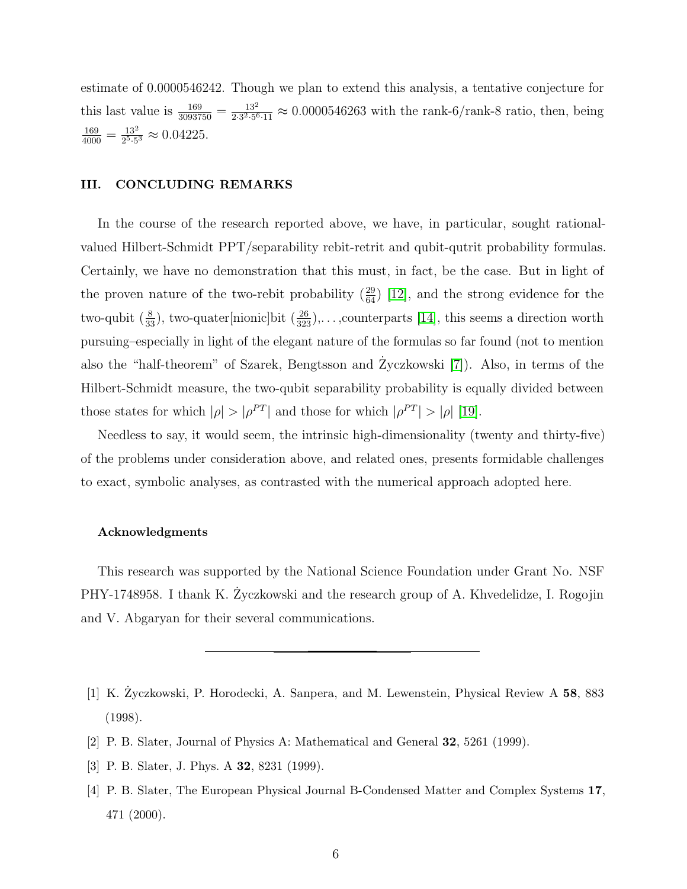estimate of 0.0000546242. Though we plan to extend this analysis, a tentative conjecture for this last value is $\frac{169}{3093750} = \frac{13^2}{2 \cdot 3^2 \cdot 5^6 \cdot 11} \approx 0.0000546263$ with the rank-6/rank-8 ratio, then, being $\frac{169}{4000} = \frac{13^2}{2^5 \cdot 5^3} \approx 0.04225$.

## III. CONCLUDING REMARKS

In the course of the research reported above, we have, in particular, sought rational-valued Hilbert-Schmidt PPT/separability rebit-retrit and qubit-qutrit probability formulas. Certainly, we have no demonstration that this must, in fact, be the case. But in light of the proven nature of the two-rebit probability ($\frac{29}{64}$) [12], and the strong evidence for the two-qubit ($\frac{8}{33}$), two-quater[nionic]bit ($\frac{26}{323}$),. . . ,counterparts [14], this seems a direction worth pursuing–especially in light of the elegant nature of the formulas so far found (not to mention also the "half-theorem" of Szarek, Bengtsson and Życzkowski [7]). Also, in terms of the Hilbert-Schmidt measure, the two-qubit separability probability is equally divided between those states for which $|\rho| > |\rho^{PT}|$ and those for which $|\rho^{PT}| > |\rho|$ [19].

Needless to say, it would seem, the intrinsic high-dimensionality (twenty and thirty-five) of the problems under consideration above, and related ones, presents formidable challenges to exact, symbolic analyses, as contrasted with the numerical approach adopted here.

### Acknowledgments

This research was supported by the National Science Foundation under Grant No. NSF PHY-1748958. I thank K. Życzkowski and the research group of A. Khvedelidze, I. Rogojin and V. Abgaryan for their several communications.

---

[1] K. Życzkowski, P. Horodecki, A. Sanpera, and M. Lewenstein, Physical Review A **58**, 883 (1998).

[2] P. B. Slater, Journal of Physics A: Mathematical and General **32**, 5261 (1999).

[3] P. B. Slater, J. Phys. A **32**, 8231 (1999).

[4] P. B. Slater, The European Physical Journal B-Condensed Matter and Complex Systems **17**, 471 (2000).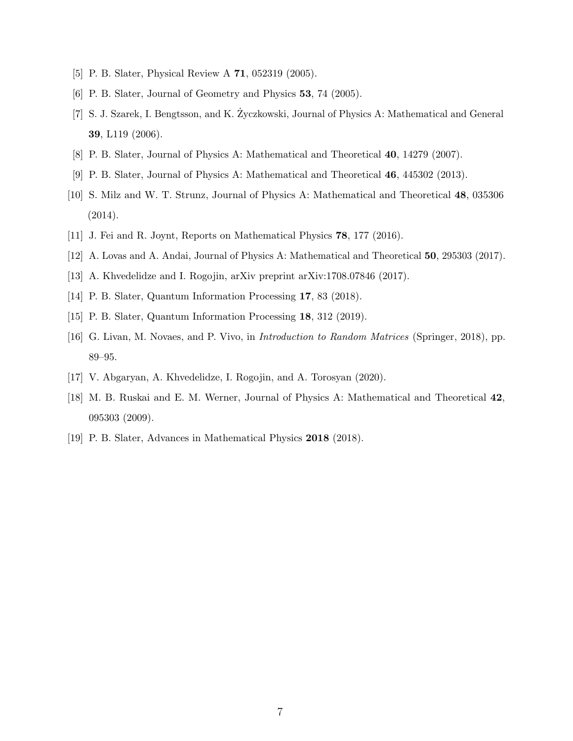[5] P. B. Slater, Physical Review A **71**, 052319 (2005).

[6] P. B. Slater, Journal of Geometry and Physics **53**, 74 (2005).

[7] S. J. Szarek, I. Bengtsson, and K. Życzkowski, Journal of Physics A: Mathematical and General **39**, L119 (2006).

[8] P. B. Slater, Journal of Physics A: Mathematical and Theoretical **40**, 14279 (2007).

[9] P. B. Slater, Journal of Physics A: Mathematical and Theoretical **46**, 445302 (2013).

[10] S. Milz and W. T. Strunz, Journal of Physics A: Mathematical and Theoretical **48**, 035306 (2014).

[11] J. Fei and R. Joynt, Reports on Mathematical Physics **78**, 177 (2016).

[12] A. Lovas and A. Andai, Journal of Physics A: Mathematical and Theoretical **50**, 295303 (2017).

[13] A. Khvedelidze and I. Rogojin, arXiv preprint arXiv:1708.07846 (2017).

[14] P. B. Slater, Quantum Information Processing **17**, 83 (2018).

[15] P. B. Slater, Quantum Information Processing **18**, 312 (2019).

[16] G. Livan, M. Novaes, and P. Vivo, in *Introduction to Random Matrices* (Springer, 2018), pp. 89–95.

[17] V. Abgaryan, A. Khvedelidze, I. Rogojin, and A. Torosyan (2020).

[18] M. B. Ruskai and E. M. Werner, Journal of Physics A: Mathematical and Theoretical **42**, 095303 (2009).

[19] P. B. Slater, Advances in Mathematical Physics **2018** (2018).